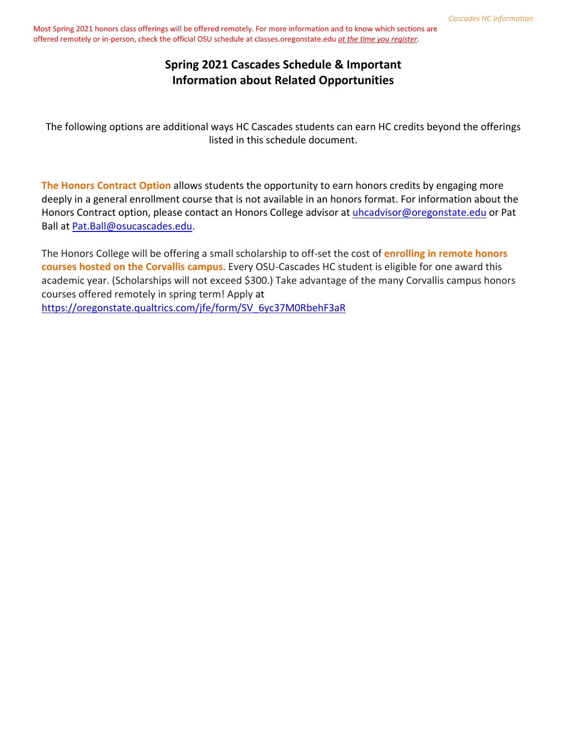Most Spring 2021 honors class offerings will be offered remotely. For more information and to know which sections are offered remotely or in-person, check the official OSU schedule at classes.oregonstate.edu *at the time you register*.

# Spring 2021 Cascades Schedule & Important Information about Related Opportunities

The following options are additional ways HC Cascades students can earn HC credits beyond the offerings listed in this schedule document.

**The Honors Contract Option** allows students the opportunity to earn honors credits by engaging more deeply in a general enrollment course that is not available in an honors format. For information about the Honors Contract option, please contact an Honors College advisor at uhcadvisor@oregonstate.edu or Pat Ball at Pat.Ball@osucascades.edu.

The Honors College will be offering a small scholarship to off-set the cost of **enrolling in remote honors courses hosted on the Corvallis campus**. Every OSU-Cascades HC student is eligible for one award this academic year. (Scholarships will not exceed $300.) Take advantage of the many Corvallis campus honors courses offered remotely in spring term! Apply at https://oregonstate.qualtrics.com/jfe/form/SV_6yc37M0RbehF3aR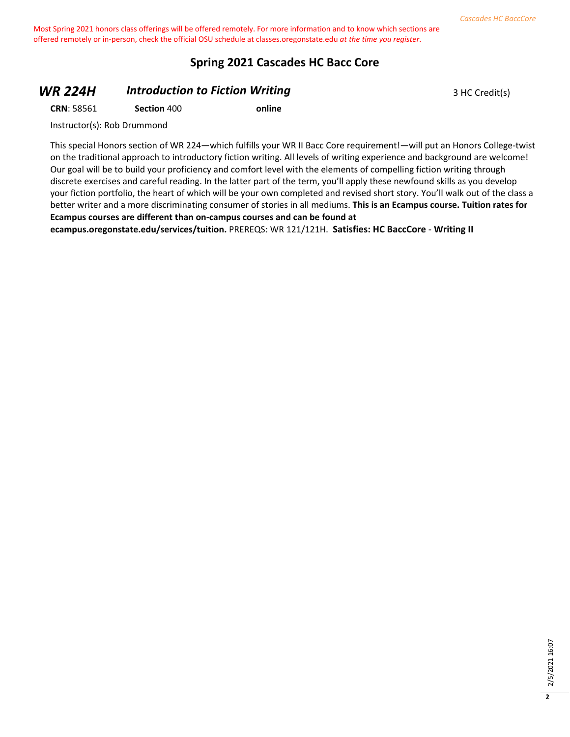Most Spring 2021 honors class offerings will be offered remotely. For more information and to know which sections are offered remotely or in-person, check the official OSU schedule at classes.oregonstate.edu *at the time you register*.

## Spring 2021 Cascades HC Bacc Core

### *WR 224H* *Introduction to Fiction Writing* 3 HC Credit(s)

**CRN**: 58561 **Section** 400 **online**

Instructor(s): Rob Drummond

This special Honors section of WR 224—which fulfills your WR II Bacc Core requirement!—will put an Honors College-twist on the traditional approach to introductory fiction writing. All levels of writing experience and background are welcome! Our goal will be to build your proficiency and comfort level with the elements of compelling fiction writing through discrete exercises and careful reading. In the latter part of the term, you'll apply these newfound skills as you develop your fiction portfolio, the heart of which will be your own completed and revised short story. You'll walk out of the class a better writer and a more discriminating consumer of stories in all mediums. **This is an Ecampus course. Tuition rates for Ecampus courses are different than on-campus courses and can be found at ecampus.oregonstate.edu/services/tuition.** PREREQS: WR 121/121H. **Satisfies: HC BaccCore** - **Writing II**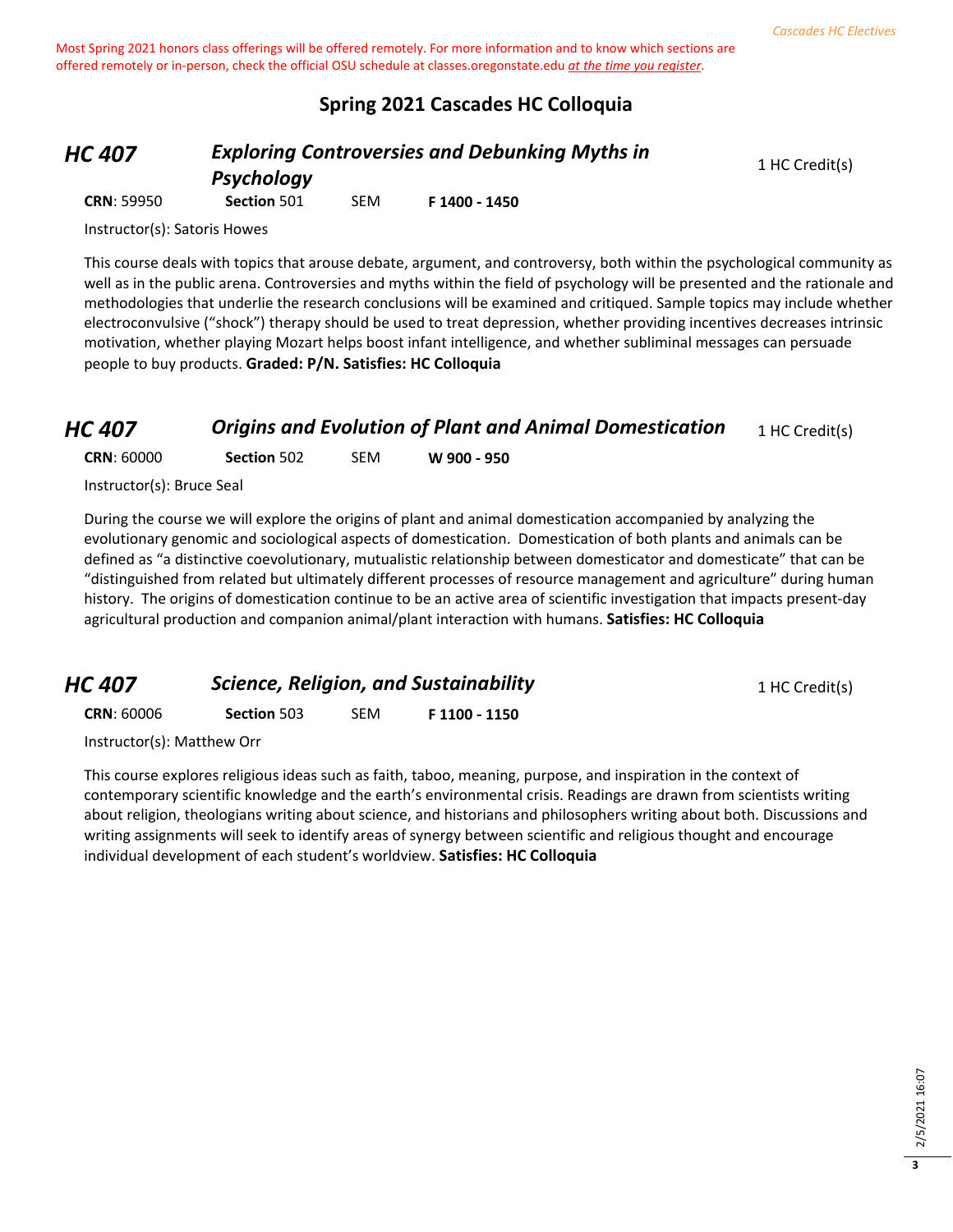Most Spring 2021 honors class offerings will be offered remotely. For more information and to know which sections are offered remotely or in-person, check the official OSU schedule at classes.oregonstate.edu *at the time you register*.

## Spring 2021 Cascades HC Colloquia

### HC 407 — *Exploring Controversies and Debunking Myths in Psychology*

1 HC Credit(s)

**CRN**: 59950 **Section** 501 SEM **F 1400 - 1450**

Instructor(s): Satoris Howes

This course deals with topics that arouse debate, argument, and controversy, both within the psychological community as well as in the public arena. Controversies and myths within the field of psychology will be presented and the rationale and methodologies that underlie the research conclusions will be examined and critiqued. Sample topics may include whether electroconvulsive ("shock") therapy should be used to treat depression, whether providing incentives decreases intrinsic motivation, whether playing Mozart helps boost infant intelligence, and whether subliminal messages can persuade people to buy products. **Graded: P/N. Satisfies: HC Colloquia**

### HC 407 — *Origins and Evolution of Plant and Animal Domestication*

1 HC Credit(s)

**CRN**: 60000 **Section** 502 SEM **W 900 - 950**

Instructor(s): Bruce Seal

During the course we will explore the origins of plant and animal domestication accompanied by analyzing the evolutionary genomic and sociological aspects of domestication. Domestication of both plants and animals can be defined as "a distinctive coevolutionary, mutualistic relationship between domesticator and domesticate" that can be "distinguished from related but ultimately different processes of resource management and agriculture" during human history. The origins of domestication continue to be an active area of scientific investigation that impacts present-day agricultural production and companion animal/plant interaction with humans. **Satisfies: HC Colloquia**

### HC 407 — *Science, Religion, and Sustainability*

1 HC Credit(s)

**CRN**: 60006 **Section** 503 SEM **F 1100 - 1150**

Instructor(s): Matthew Orr

This course explores religious ideas such as faith, taboo, meaning, purpose, and inspiration in the context of contemporary scientific knowledge and the earth's environmental crisis. Readings are drawn from scientists writing about religion, theologians writing about science, and historians and philosophers writing about both. Discussions and writing assignments will seek to identify areas of synergy between scientific and religious thought and encourage individual development of each student's worldview. **Satisfies: HC Colloquia**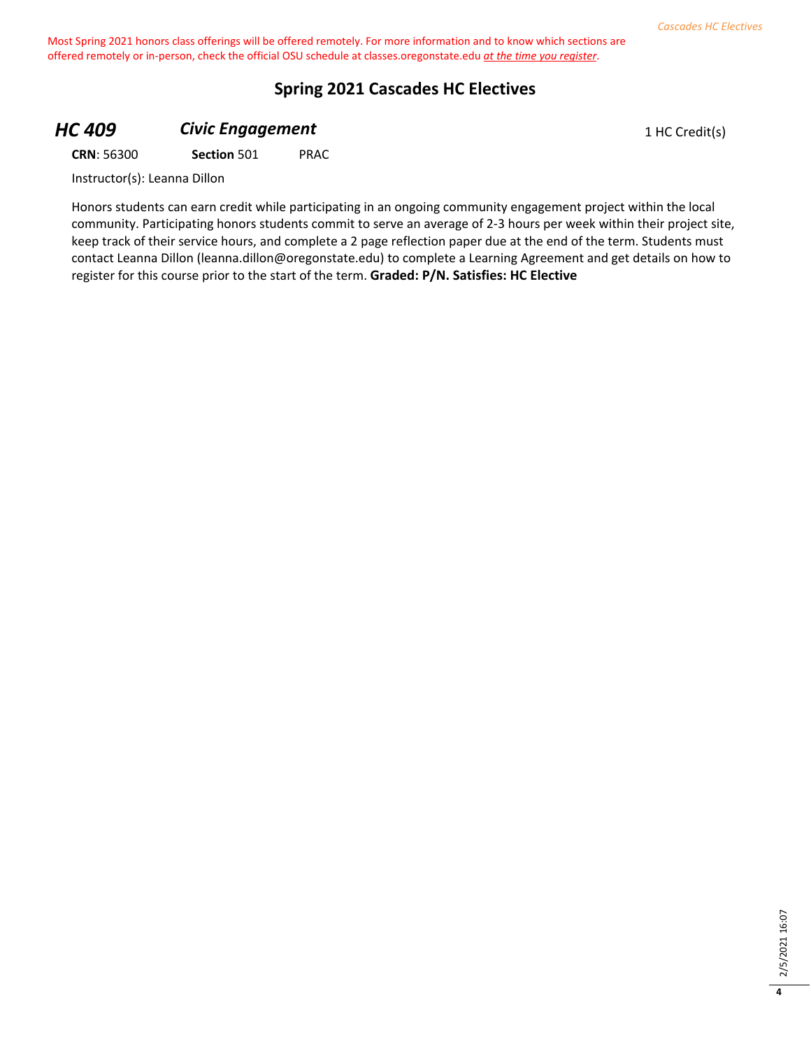Most Spring 2021 honors class offerings will be offered remotely. For more information and to know which sections are offered remotely or in-person, check the official OSU schedule at classes.oregonstate.edu *at the time you register*.

## Spring 2021 Cascades HC Electives

### *HC 409* *Civic Engagement* 1 HC Credit(s)

**CRN**: 56300 **Section** 501 PRAC

Instructor(s): Leanna Dillon

Honors students can earn credit while participating in an ongoing community engagement project within the local community. Participating honors students commit to serve an average of 2-3 hours per week within their project site, keep track of their service hours, and complete a 2 page reflection paper due at the end of the term. Students must contact Leanna Dillon (leanna.dillon@oregonstate.edu) to complete a Learning Agreement and get details on how to register for this course prior to the start of the term. **Graded: P/N. Satisfies: HC Elective**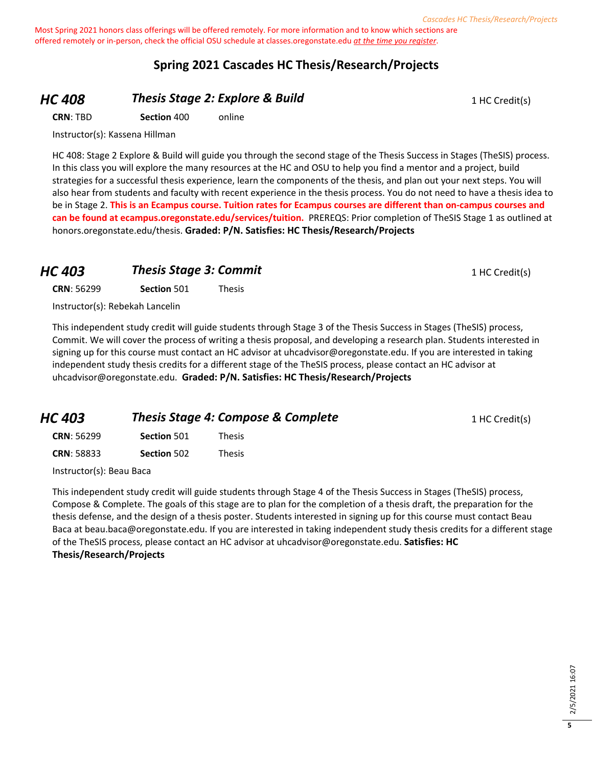Most Spring 2021 honors class offerings will be offered remotely. For more information and to know which sections are offered remotely or in-person, check the official OSU schedule at classes.oregonstate.edu *at the time you register*.

## Spring 2021 Cascades HC Thesis/Research/Projects

### *HC 408* *Thesis Stage 2: Explore & Build*

1 HC Credit(s)

**CRN**: TBD **Section** 400 online

Instructor(s): Kassena Hillman

HC 408: Stage 2 Explore & Build will guide you through the second stage of the Thesis Success in Stages (TheSIS) process. In this class you will explore the many resources at the HC and OSU to help you find a mentor and a project, build strategies for a successful thesis experience, learn the components of the thesis, and plan out your next steps. You will also hear from students and faculty with recent experience in the thesis process. You do not need to have a thesis idea to be in Stage 2. **This is an Ecampus course. Tuition rates for Ecampus courses are different than on-campus courses and can be found at ecampus.oregonstate.edu/services/tuition.** PREREQS: Prior completion of TheSIS Stage 1 as outlined at honors.oregonstate.edu/thesis. **Graded: P/N. Satisfies: HC Thesis/Research/Projects**

### *HC 403* *Thesis Stage 3: Commit*

1 HC Credit(s)

**CRN**: 56299 **Section** 501 Thesis

Instructor(s): Rebekah Lancelin

This independent study credit will guide students through Stage 3 of the Thesis Success in Stages (TheSIS) process, Commit. We will cover the process of writing a thesis proposal, and developing a research plan. Students interested in signing up for this course must contact an HC advisor at uhcadvisor@oregonstate.edu. If you are interested in taking independent study thesis credits for a different stage of the TheSIS process, please contact an HC advisor at uhcadvisor@oregonstate.edu. **Graded: P/N. Satisfies: HC Thesis/Research/Projects**

### *HC 403* *Thesis Stage 4: Compose & Complete*

1 HC Credit(s)

**CRN**: 56299 **Section** 501 Thesis

**CRN**: 58833 **Section** 502 Thesis

Instructor(s): Beau Baca

This independent study credit will guide students through Stage 4 of the Thesis Success in Stages (TheSIS) process, Compose & Complete. The goals of this stage are to plan for the completion of a thesis draft, the preparation for the thesis defense, and the design of a thesis poster. Students interested in signing up for this course must contact Beau Baca at beau.baca@oregonstate.edu. If you are interested in taking independent study thesis credits for a different stage of the TheSIS process, please contact an HC advisor at uhcadvisor@oregonstate.edu. **Satisfies: HC Thesis/Research/Projects**